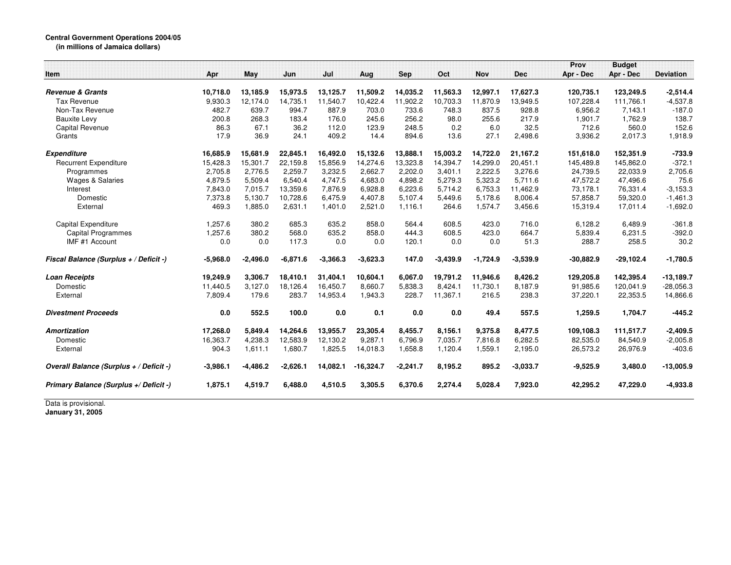**Central Government Operations 2004/05**
**(in millions of Jamaica dollars)**

| Item | Apr | May | Jun | Jul | Aug | Sep | Oct | Nov | Dec | Prov Apr - Dec | Budget Apr - Dec | Deviation |
|---|---|---|---|---|---|---|---|---|---|---|---|---|
| ***Revenue & Grants*** | **10,718.0** | **13,185.9** | **15,973.5** | **13,125.7** | **11,509.2** | **14,035.2** | **11,563.3** | **12,997.1** | **17,627.3** | **120,735.1** | **123,249.5** | **-2,514.4** |
| Tax Revenue | 9,930.3 | 12,174.0 | 14,735.1 | 11,540.7 | 10,422.4 | 11,902.2 | 10,703.3 | 11,870.9 | 13,949.5 | 107,228.4 | 111,766.1 | -4,537.8 |
| Non-Tax Revenue | 482.7 | 639.7 | 994.7 | 887.9 | 703.0 | 733.6 | 748.3 | 837.5 | 928.8 | 6,956.2 | 7,143.1 | -187.0 |
| Bauxite Levy | 200.8 | 268.3 | 183.4 | 176.0 | 245.6 | 256.2 | 98.0 | 255.6 | 217.9 | 1,901.7 | 1,762.9 | 138.7 |
| Capital Revenue | 86.3 | 67.1 | 36.2 | 112.0 | 123.9 | 248.5 | 0.2 | 6.0 | 32.5 | 712.6 | 560.0 | 152.6 |
| Grants | 17.9 | 36.9 | 24.1 | 409.2 | 14.4 | 894.6 | 13.6 | 27.1 | 2,498.6 | 3,936.2 | 2,017.3 | 1,918.9 |
| ***Expenditure*** | **16,685.9** | **15,681.9** | **22,845.1** | **16,492.0** | **15,132.6** | **13,888.1** | **15,003.2** | **14,722.0** | **21,167.2** | **151,618.0** | **152,351.9** | **-733.9** |
| Recurrent Expenditure | 15,428.3 | 15,301.7 | 22,159.8 | 15,856.9 | 14,274.6 | 13,323.8 | 14,394.7 | 14,299.0 | 20,451.1 | 145,489.8 | 145,862.0 | -372.1 |
| Programmes | 2,705.8 | 2,776.5 | 2,259.7 | 3,232.5 | 2,662.7 | 2,202.0 | 3,401.1 | 2,222.5 | 3,276.6 | 24,739.5 | 22,033.9 | 2,705.6 |
| Wages & Salaries | 4,879.5 | 5,509.4 | 6,540.4 | 4,747.5 | 4,683.0 | 4,898.2 | 5,279.3 | 5,323.2 | 5,711.6 | 47,572.2 | 47,496.6 | 75.6 |
| Interest | 7,843.0 | 7,015.7 | 13,359.6 | 7,876.9 | 6,928.8 | 6,223.6 | 5,714.2 | 6,753.3 | 11,462.9 | 73,178.1 | 76,331.4 | -3,153.3 |
| Domestic | 7,373.8 | 5,130.7 | 10,728.6 | 6,475.9 | 4,407.8 | 5,107.4 | 5,449.6 | 5,178.6 | 8,006.4 | 57,858.7 | 59,320.0 | -1,461.3 |
| External | 469.3 | 1,885.0 | 2,631.1 | 1,401.0 | 2,521.0 | 1,116.1 | 264.6 | 1,574.7 | 3,456.6 | 15,319.4 | 17,011.4 | -1,692.0 |
| Capital Expenditure | 1,257.6 | 380.2 | 685.3 | 635.2 | 858.0 | 564.4 | 608.5 | 423.0 | 716.0 | 6,128.2 | 6,489.9 | -361.8 |
| Capital Programmes | 1,257.6 | 380.2 | 568.0 | 635.2 | 858.0 | 444.3 | 608.5 | 423.0 | 664.7 | 5,839.4 | 6,231.5 | -392.0 |
| IMF #1 Account | 0.0 | 0.0 | 117.3 | 0.0 | 0.0 | 120.1 | 0.0 | 0.0 | 51.3 | 288.7 | 258.5 | 30.2 |
| ***Fiscal Balance (Surplus + / Deficit -)*** | **-5,968.0** | **-2,496.0** | **-6,871.6** | **-3,366.3** | **-3,623.3** | **147.0** | **-3,439.9** | **-1,724.9** | **-3,539.9** | **-30,882.9** | **-29,102.4** | **-1,780.5** |
| ***Loan Receipts*** | **19,249.9** | **3,306.7** | **18,410.1** | **31,404.1** | **10,604.1** | **6,067.0** | **19,791.2** | **11,946.6** | **8,426.2** | **129,205.8** | **142,395.4** | **-13,189.7** |
| Domestic | 11,440.5 | 3,127.0 | 18,126.4 | 16,450.7 | 8,660.7 | 5,838.3 | 8,424.1 | 11,730.1 | 8,187.9 | 91,985.6 | 120,041.9 | -28,056.3 |
| External | 7,809.4 | 179.6 | 283.7 | 14,953.4 | 1,943.3 | 228.7 | 11,367.1 | 216.5 | 238.3 | 37,220.1 | 22,353.5 | 14,866.6 |
| ***Divestment Proceeds*** | **0.0** | **552.5** | **100.0** | **0.0** | **0.1** | **0.0** | **0.0** | **49.4** | **557.5** | **1,259.5** | **1,704.7** | **-445.2** |
| ***Amortization*** | **17,268.0** | **5,849.4** | **14,264.6** | **13,955.7** | **23,305.4** | **8,455.7** | **8,156.1** | **9,375.8** | **8,477.5** | **109,108.3** | **111,517.7** | **-2,409.5** |
| Domestic | 16,363.7 | 4,238.3 | 12,583.9 | 12,130.2 | 9,287.1 | 6,796.9 | 7,035.7 | 7,816.8 | 6,282.5 | 82,535.0 | 84,540.9 | -2,005.8 |
| External | 904.3 | 1,611.1 | 1,680.7 | 1,825.5 | 14,018.3 | 1,658.8 | 1,120.4 | 1,559.1 | 2,195.0 | 26,573.2 | 26,976.9 | -403.6 |
| ***Overall Balance (Surplus + / Deficit -)*** | **-3,986.1** | **-4,486.2** | **-2,626.1** | **14,082.1** | **-16,324.7** | **-2,241.7** | **8,195.2** | **895.2** | **-3,033.7** | **-9,525.9** | **3,480.0** | **-13,005.9** |
| ***Primary Balance (Surplus +/ Deficit -)*** | **1,875.1** | **4,519.7** | **6,488.0** | **4,510.5** | **3,305.5** | **6,370.6** | **2,274.4** | **5,028.4** | **7,923.0** | **42,295.2** | **47,229.0** | **-4,933.8** |

Data is provisional.
**January 31, 2005**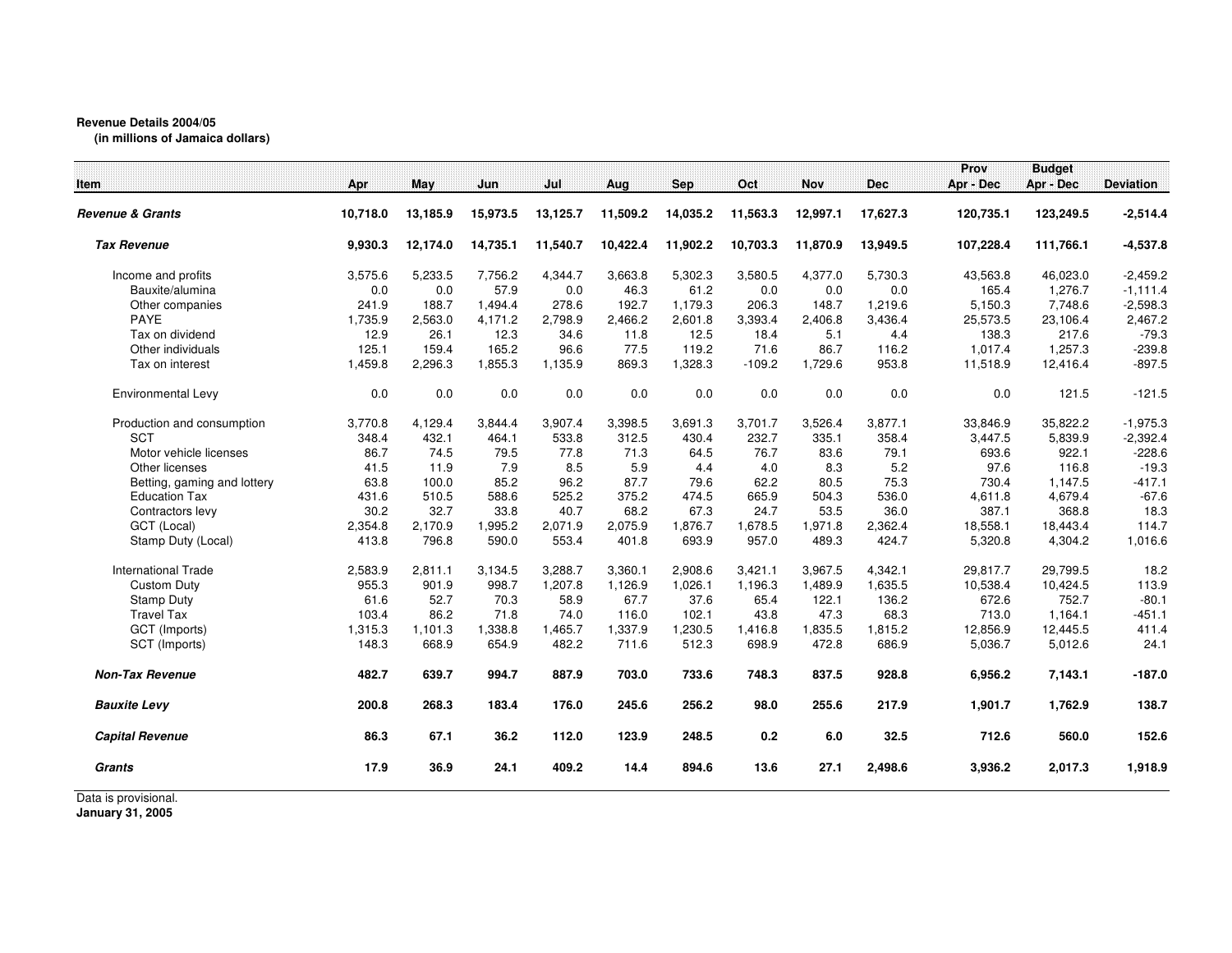**Revenue Details 2004/05**
**(in millions of Jamaica dollars)**

| Item | Apr | May | Jun | Jul | Aug | Sep | Oct | Nov | Dec | Prov Apr - Dec | Budget Apr - Dec | Deviation |
|---|---|---|---|---|---|---|---|---|---|---|---|---|
| ***Revenue & Grants*** | **10,718.0** | **13,185.9** | **15,973.5** | **13,125.7** | **11,509.2** | **14,035.2** | **11,563.3** | **12,997.1** | **17,627.3** | **120,735.1** | **123,249.5** | **-2,514.4** |
| ***Tax Revenue*** | **9,930.3** | **12,174.0** | **14,735.1** | **11,540.7** | **10,422.4** | **11,902.2** | **10,703.3** | **11,870.9** | **13,949.5** | **107,228.4** | **111,766.1** | **-4,537.8** |
| Income and profits | 3,575.6 | 5,233.5 | 7,756.2 | 4,344.7 | 3,663.8 | 5,302.3 | 3,580.5 | 4,377.0 | 5,730.3 | 43,563.8 | 46,023.0 | -2,459.2 |
| Bauxite/alumina | 0.0 | 0.0 | 57.9 | 0.0 | 46.3 | 61.2 | 0.0 | 0.0 | 0.0 | 165.4 | 1,276.7 | -1,111.4 |
| Other companies | 241.9 | 188.7 | 1,494.4 | 278.6 | 192.7 | 1,179.3 | 206.3 | 148.7 | 1,219.6 | 5,150.3 | 7,748.6 | -2,598.3 |
| PAYE | 1,735.9 | 2,563.0 | 4,171.2 | 2,798.9 | 2,466.2 | 2,601.8 | 3,393.4 | 2,406.8 | 3,436.4 | 25,573.5 | 23,106.4 | 2,467.2 |
| Tax on dividend | 12.9 | 26.1 | 12.3 | 34.6 | 11.8 | 12.5 | 18.4 | 5.1 | 4.4 | 138.3 | 217.6 | -79.3 |
| Other individuals | 125.1 | 159.4 | 165.2 | 96.6 | 77.5 | 119.2 | 71.6 | 86.7 | 116.2 | 1,017.4 | 1,257.3 | -239.8 |
| Tax on interest | 1,459.8 | 2,296.3 | 1,855.3 | 1,135.9 | 869.3 | 1,328.3 | -109.2 | 1,729.6 | 953.8 | 11,518.9 | 12,416.4 | -897.5 |
| Environmental Levy | 0.0 | 0.0 | 0.0 | 0.0 | 0.0 | 0.0 | 0.0 | 0.0 | 0.0 | 0.0 | 121.5 | -121.5 |
| Production and consumption | 3,770.8 | 4,129.4 | 3,844.4 | 3,907.4 | 3,398.5 | 3,691.3 | 3,701.7 | 3,526.4 | 3,877.1 | 33,846.9 | 35,822.2 | -1,975.3 |
| SCT | 348.4 | 432.1 | 464.1 | 533.8 | 312.5 | 430.4 | 232.7 | 335.1 | 358.4 | 3,447.5 | 5,839.9 | -2,392.4 |
| Motor vehicle licenses | 86.7 | 74.5 | 79.5 | 77.8 | 71.3 | 64.5 | 76.7 | 83.6 | 79.1 | 693.6 | 922.1 | -228.6 |
| Other licenses | 41.5 | 11.9 | 7.9 | 8.5 | 5.9 | 4.4 | 4.0 | 8.3 | 5.2 | 97.6 | 116.8 | -19.3 |
| Betting, gaming and lottery | 63.8 | 100.0 | 85.2 | 96.2 | 87.7 | 79.6 | 62.2 | 80.5 | 75.3 | 730.4 | 1,147.5 | -417.1 |
| Education Tax | 431.6 | 510.5 | 588.6 | 525.2 | 375.2 | 474.5 | 665.9 | 504.3 | 536.0 | 4,611.8 | 4,679.4 | -67.6 |
| Contractors levy | 30.2 | 32.7 | 33.8 | 40.7 | 68.2 | 67.3 | 24.7 | 53.5 | 36.0 | 387.1 | 368.8 | 18.3 |
| GCT (Local) | 2,354.8 | 2,170.9 | 1,995.2 | 2,071.9 | 2,075.9 | 1,876.7 | 1,678.5 | 1,971.8 | 2,362.4 | 18,558.1 | 18,443.4 | 114.7 |
| Stamp Duty (Local) | 413.8 | 796.8 | 590.0 | 553.4 | 401.8 | 693.9 | 957.0 | 489.3 | 424.7 | 5,320.8 | 4,304.2 | 1,016.6 |
| International Trade | 2,583.9 | 2,811.1 | 3,134.5 | 3,288.7 | 3,360.1 | 2,908.6 | 3,421.1 | 3,967.5 | 4,342.1 | 29,817.7 | 29,799.5 | 18.2 |
| Custom Duty | 955.3 | 901.9 | 998.7 | 1,207.8 | 1,126.9 | 1,026.1 | 1,196.3 | 1,489.9 | 1,635.5 | 10,538.4 | 10,424.5 | 113.9 |
| Stamp Duty | 61.6 | 52.7 | 70.3 | 58.9 | 67.7 | 37.6 | 65.4 | 122.1 | 136.2 | 672.6 | 752.7 | -80.1 |
| Travel Tax | 103.4 | 86.2 | 71.8 | 74.0 | 116.0 | 102.1 | 43.8 | 47.3 | 68.3 | 713.0 | 1,164.1 | -451.1 |
| GCT (Imports) | 1,315.3 | 1,101.3 | 1,338.8 | 1,465.7 | 1,337.9 | 1,230.5 | 1,416.8 | 1,835.5 | 1,815.2 | 12,856.9 | 12,445.5 | 411.4 |
| SCT (Imports) | 148.3 | 668.9 | 654.9 | 482.2 | 711.6 | 512.3 | 698.9 | 472.8 | 686.9 | 5,036.7 | 5,012.6 | 24.1 |
| ***Non-Tax Revenue*** | **482.7** | **639.7** | **994.7** | **887.9** | **703.0** | **733.6** | **748.3** | **837.5** | **928.8** | **6,956.2** | **7,143.1** | **-187.0** |
| ***Bauxite Levy*** | **200.8** | **268.3** | **183.4** | **176.0** | **245.6** | **256.2** | **98.0** | **255.6** | **217.9** | **1,901.7** | **1,762.9** | **138.7** |
| ***Capital Revenue*** | **86.3** | **67.1** | **36.2** | **112.0** | **123.9** | **248.5** | **0.2** | **6.0** | **32.5** | **712.6** | **560.0** | **152.6** |
| ***Grants*** | **17.9** | **36.9** | **24.1** | **409.2** | **14.4** | **894.6** | **13.6** | **27.1** | **2,498.6** | **3,936.2** | **2,017.3** | **1,918.9** |

Data is provisional.
**January 31, 2005**